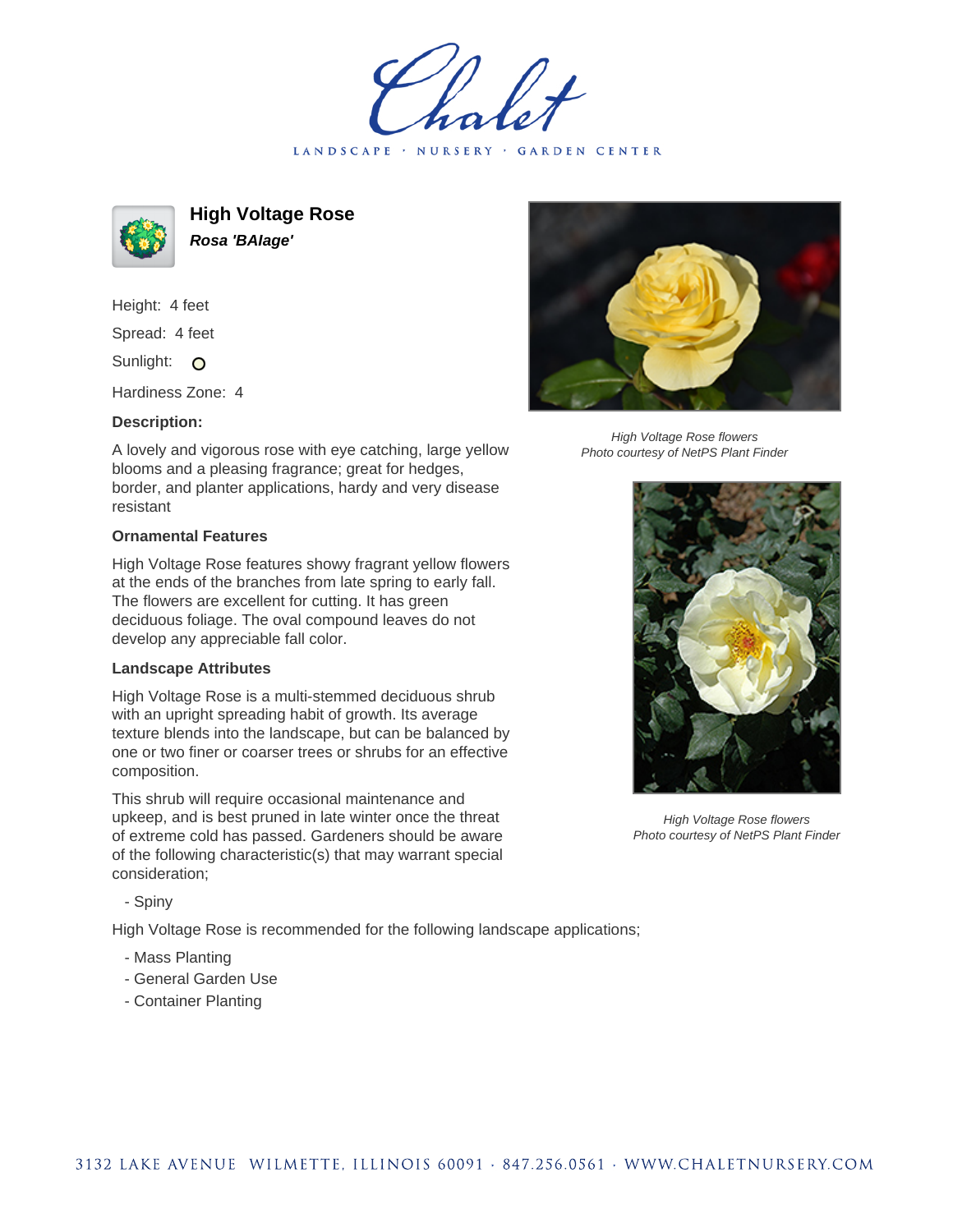# High Voltage Rose

***Rosa 'BAlage'***

Height: 4 feet

Spread: 4 feet

Sunlight: O

Hardiness Zone: 4

**Description:**

A lovely and vigorous rose with eye catching, large yellow blooms and a pleasing fragrance; great for hedges, border, and planter applications, hardy and very disease resistant

**Ornamental Features**

High Voltage Rose features showy fragrant yellow flowers at the ends of the branches from late spring to early fall. The flowers are excellent for cutting. It has green deciduous foliage. The oval compound leaves do not develop any appreciable fall color.

**Landscape Attributes**

High Voltage Rose is a multi-stemmed deciduous shrub with an upright spreading habit of growth. Its average texture blends into the landscape, but can be balanced by one or two finer or coarser trees or shrubs for an effective composition.

This shrub will require occasional maintenance and upkeep, and is best pruned in late winter once the threat of extreme cold has passed. Gardeners should be aware of the following characteristic(s) that may warrant special consideration;

- Spiny

High Voltage Rose is recommended for the following landscape applications;

- Mass Planting
- General Garden Use
- Container Planting

*High Voltage Rose flowers*
*Photo courtesy of NetPS Plant Finder*

*High Voltage Rose flowers*
*Photo courtesy of NetPS Plant Finder*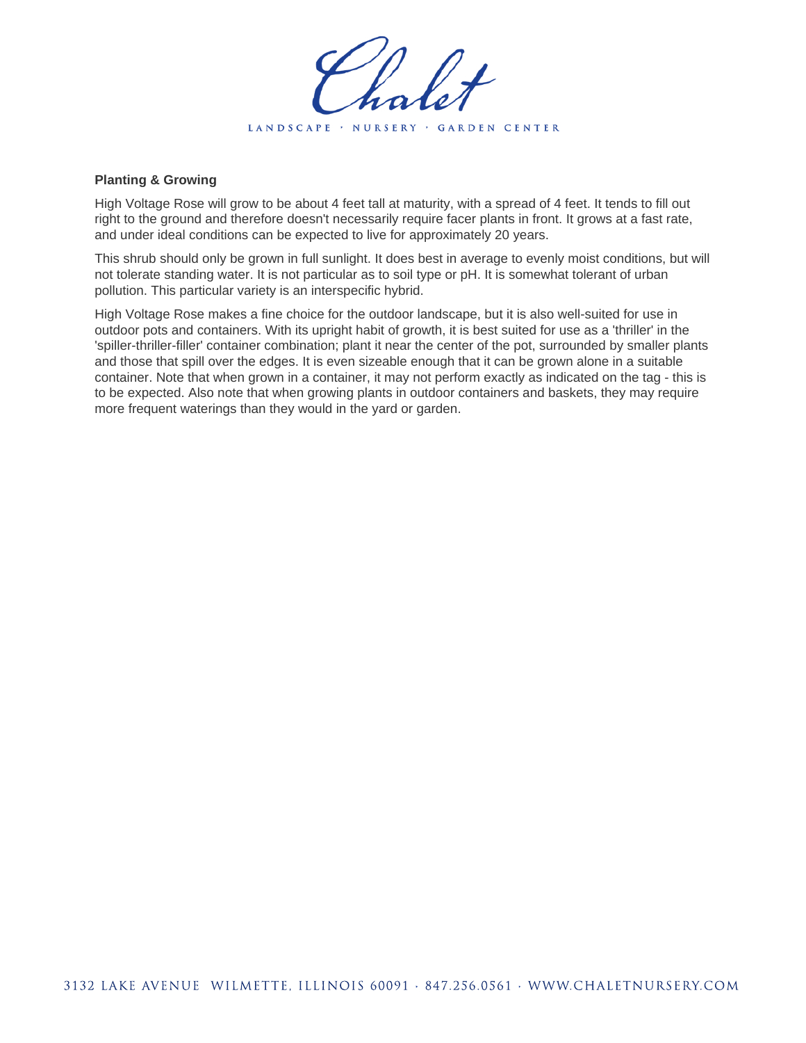**Planting & Growing**

High Voltage Rose will grow to be about 4 feet tall at maturity, with a spread of 4 feet. It tends to fill out right to the ground and therefore doesn't necessarily require facer plants in front. It grows at a fast rate, and under ideal conditions can be expected to live for approximately 20 years.

This shrub should only be grown in full sunlight. It does best in average to evenly moist conditions, but will not tolerate standing water. It is not particular as to soil type or pH. It is somewhat tolerant of urban pollution. This particular variety is an interspecific hybrid.

High Voltage Rose makes a fine choice for the outdoor landscape, but it is also well-suited for use in outdoor pots and containers. With its upright habit of growth, it is best suited for use as a 'thriller' in the 'spiller-thriller-filler' container combination; plant it near the center of the pot, surrounded by smaller plants and those that spill over the edges. It is even sizeable enough that it can be grown alone in a suitable container. Note that when grown in a container, it may not perform exactly as indicated on the tag - this is to be expected. Also note that when growing plants in outdoor containers and baskets, they may require more frequent waterings than they would in the yard or garden.